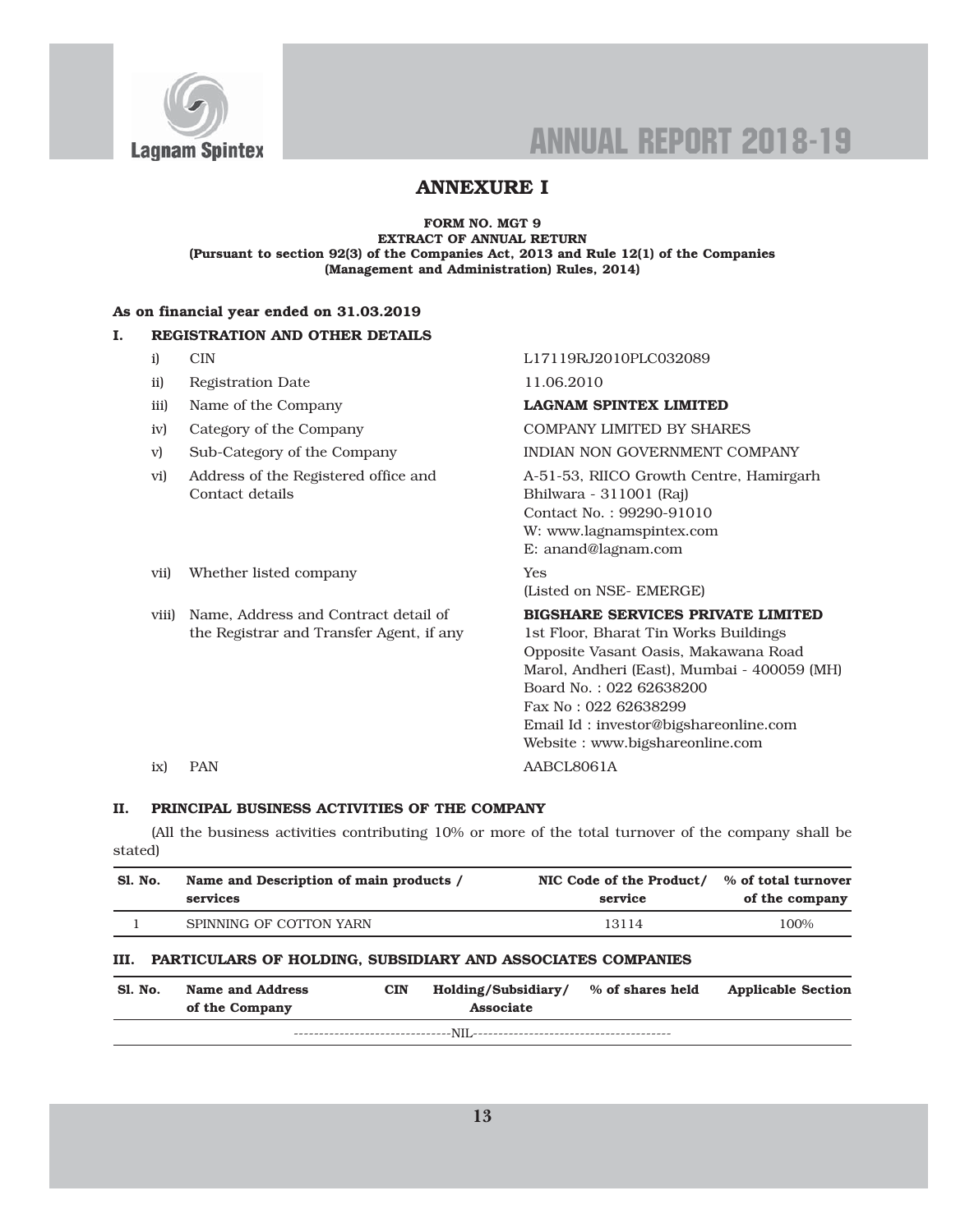# ANNEXURE I

**FORM NO. MGT 9**
**EXTRACT OF ANNUAL RETURN**
**(Pursuant to section 92(3) of the Companies Act, 2013 and Rule 12(1) of the Companies (Management and Administration) Rules, 2014)**

**As on financial year ended on 31.03.2019**

## I. REGISTRATION AND OTHER DETAILS

| | | |
|---|---|---|
| i) | CIN | L17119RJ2010PLC032089 |
| ii) | Registration Date | 11.06.2010 |
| iii) | Name of the Company | **LAGNAM SPINTEX LIMITED** |
| iv) | Category of the Company | COMPANY LIMITED BY SHARES |
| v) | Sub-Category of the Company | INDIAN NON GOVERNMENT COMPANY |
| vi) | Address of the Registered office and Contact details | A-51-53, RIICO Growth Centre, Hamirgarh Bhilwara - 311001 (Raj) Contact No. : 99290-91010 W: www.lagnamspintex.com E: anand@lagnam.com |
| vii) | Whether listed company | Yes (Listed on NSE- EMERGE) |
| viii) | Name, Address and Contract detail of the Registrar and Transfer Agent, if any | **BIGSHARE SERVICES PRIVATE LIMITED** 1st Floor, Bharat Tin Works Buildings Opposite Vasant Oasis, Makawana Road Marol, Andheri (East), Mumbai - 400059 (MH) Board No. : 022 62638200 Fax No : 022 62638299 Email Id : investor@bigshareonline.com Website : www.bigshareonline.com |
| ix) | PAN | AABCL8061A |

## II. PRINCIPAL BUSINESS ACTIVITIES OF THE COMPANY

(All the business activities contributing 10% or more of the total turnover of the company shall be stated)

| Sl. No. | Name and Description of main products / services | NIC Code of the Product/ service | % of total turnover of the company |
|---|---|---|---|
| 1 | SPINNING OF COTTON YARN | 13114 | 100% |

## III. PARTICULARS OF HOLDING, SUBSIDIARY AND ASSOCIATES COMPANIES

| Sl. No. | Name and Address of the Company | CIN | Holding/Subsidiary/ Associate | % of shares held | Applicable Section |
|---|---|---|---|---|---|
| --------------------------------NIL-------------------------------------- | | | | | |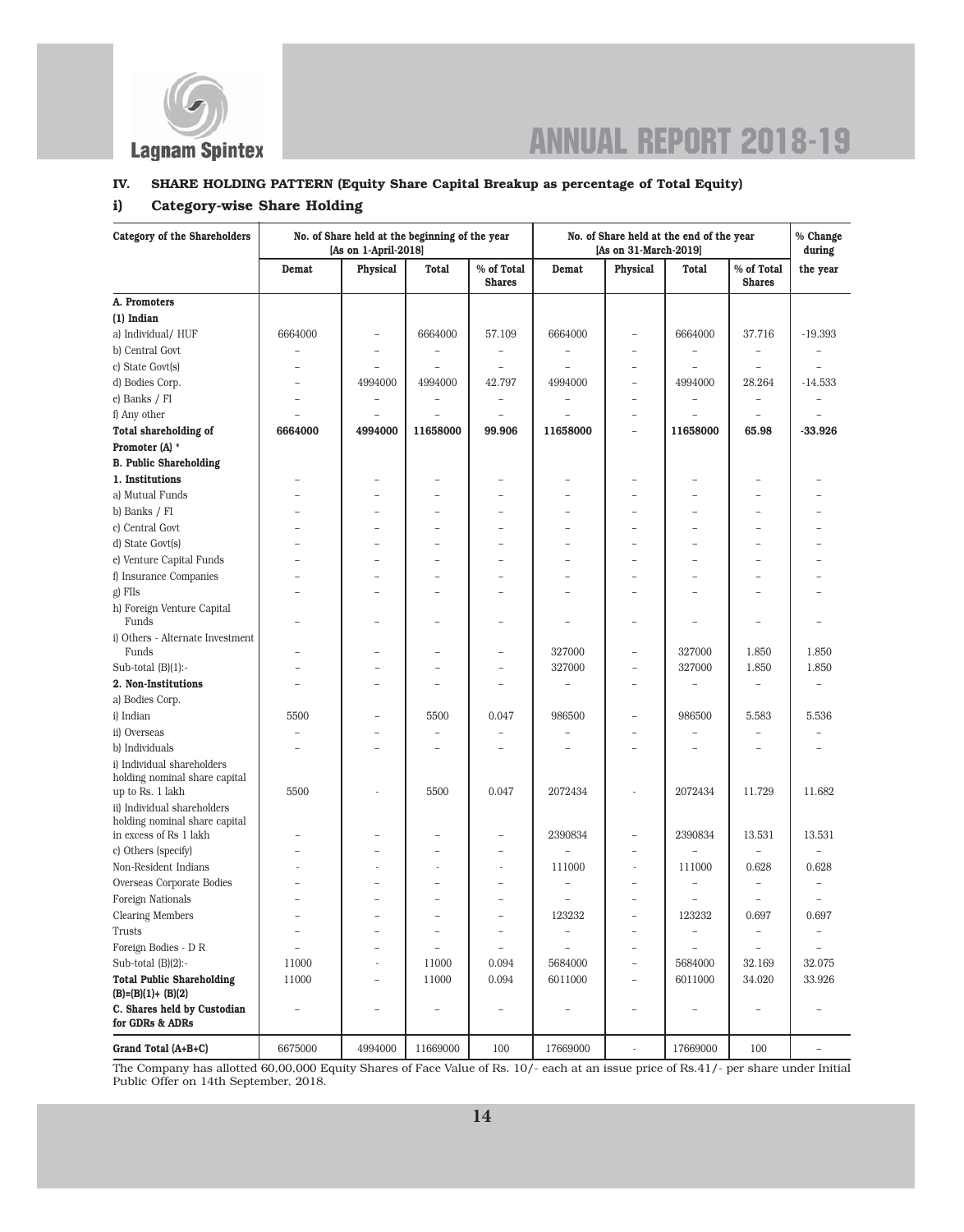### IV. SHARE HOLDING PATTERN (Equity Share Capital Breakup as percentage of Total Equity)

### i) Category-wise Share Holding

| Category of the Shareholders | No. of Share held at the beginning of the year [As on 1-April-2018] | | | | No. of Share held at the end of the year [As on 31-March-2019] | | | | % Change during the year |
|---|---|---|---|---|---|---|---|---|---|
| | Demat | Physical | Total | % of Total Shares | Demat | Physical | Total | % of Total Shares | |
| **A. Promoters** | | | | | | | | | |
| **(1) Indian** | | | | | | | | | |
| a) Individual/ HUF | 6664000 | – | 6664000 | 57.109 | 6664000 | – | 6664000 | 37.716 | -19.393 |
| b) Central Govt | – | – | – | – | – | – | – | – | – |
| c) State Govt(s) | – | – | – | – | – | – | – | – | – |
| d) Bodies Corp. | – | 4994000 | 4994000 | 42.797 | 4994000 | – | 4994000 | 28.264 | -14.533 |
| e) Banks / FI | – | – | – | – | – | – | – | – | – |
| f) Any other | – | – | – | – | – | – | – | – | – |
| **Total shareholding of Promoter (A) \*** | **6664000** | **4994000** | **11658000** | **99.906** | **11658000** | – | **11658000** | **65.98** | **-33.926** |
| **B. Public Shareholding** | | | | | | | | | |
| **1. Institutions** | – | – | – | – | – | – | – | – | – |
| a) Mutual Funds | – | – | – | – | – | – | – | – | – |
| b) Banks / FI | – | – | – | – | – | – | – | – | – |
| c) Central Govt | – | – | – | – | – | – | – | – | – |
| d) State Govt(s) | – | – | – | – | – | – | – | – | – |
| e) Venture Capital Funds | – | – | – | – | – | – | – | – | – |
| f) Insurance Companies | – | – | – | – | – | – | – | – | – |
| g) FIIs | – | – | – | – | – | – | – | – | – |
| h) Foreign Venture Capital Funds | – | – | – | – | – | – | – | – | – |
| i) Others - Alternate Investment Funds | – | – | – | – | 327000 | – | 327000 | 1.850 | 1.850 |
| Sub-total (B)(1):- | – | – | – | – | 327000 | – | 327000 | 1.850 | 1.850 |
| **2. Non-Institutions** | – | – | – | – | – | – | – | – | – |
| a) Bodies Corp. | | | | | | | | | |
| i) Indian | 5500 | – | 5500 | 0.047 | 986500 | – | 986500 | 5.583 | 5.536 |
| ii) Overseas | – | – | – | – | – | – | – | – | – |
| b) Individuals | – | – | – | – | – | – | – | – | – |
| i) Individual shareholders holding nominal share capital up to Rs. 1 lakh | 5500 | - | 5500 | 0.047 | 2072434 | - | 2072434 | 11.729 | 11.682 |
| ii) Individual shareholders holding nominal share capital in excess of Rs 1 lakh | – | – | – | – | 2390834 | – | 2390834 | 13.531 | 13.531 |
| c) Others (specify) | – | – | – | – | – | – | – | – | – |
| Non-Resident Indians | - | - | - | - | 111000 | - | 111000 | 0.628 | 0.628 |
| Overseas Corporate Bodies | – | – | – | – | – | – | – | – | – |
| Foreign Nationals | – | – | – | – | – | – | – | – | – |
| Clearing Members | – | – | – | – | 123232 | – | 123232 | 0.697 | 0.697 |
| Trusts | – | – | – | – | – | – | – | – | – |
| Foreign Bodies - D R | – | – | – | – | – | – | – | – | – |
| Sub-total (B)(2):- | 11000 | - | 11000 | 0.094 | 5684000 | – | 5684000 | 32.169 | 32.075 |
| **Total Public Shareholding (B)=(B)(1)+ (B)(2)** | 11000 | – | 11000 | 0.094 | 6011000 | – | 6011000 | 34.020 | 33.926 |
| **C. Shares held by Custodian for GDRs & ADRs** | – | – | – | – | – | – | – | – | – |
| **Grand Total (A+B+C)** | 6675000 | 4994000 | 11669000 | 100 | 17669000 | - | 17669000 | 100 | – |

The Company has allotted 60,00,000 Equity Shares of Face Value of Rs. 10/- each at an issue price of Rs.41/- per share under Initial Public Offer on 14th September, 2018.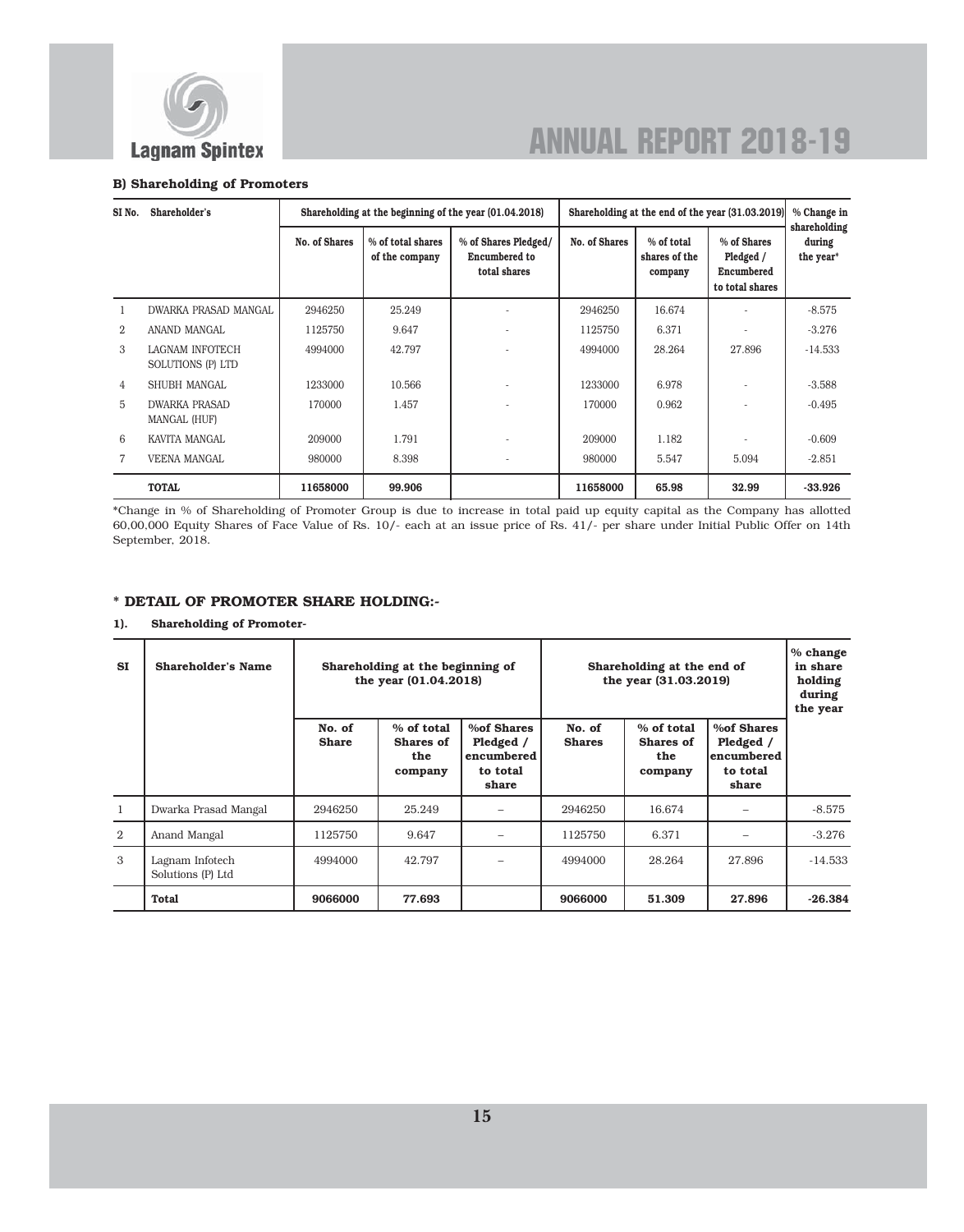### B) Shareholding of Promoters

| SI No. | Shareholder's | Shareholding at the beginning of the year (01.04.2018) | | | Shareholding at the end of the year (31.03.2019) | | | % Change in shareholding during the year* |
|---|---|---|---|---|---|---|---|---|
| | | No. of Shares | % of total shares of the company | % of Shares Pledged/ Encumbered to total shares | No. of Shares | % of total shares of the company | % of Shares Pledged / Encumbered to total shares | |
| 1 | DWARKA PRASAD MANGAL | 2946250 | 25.249 | - | 2946250 | 16.674 | - | -8.575 |
| 2 | ANAND MANGAL | 1125750 | 9.647 | - | 1125750 | 6.371 | - | -3.276 |
| 3 | LAGNAM INFOTECH SOLUTIONS (P) LTD | 4994000 | 42.797 | - | 4994000 | 28.264 | 27.896 | -14.533 |
| 4 | SHUBH MANGAL | 1233000 | 10.566 | - | 1233000 | 6.978 | - | -3.588 |
| 5 | DWARKA PRASAD MANGAL (HUF) | 170000 | 1.457 | - | 170000 | 0.962 | - | -0.495 |
| 6 | KAVITA MANGAL | 209000 | 1.791 | - | 209000 | 1.182 | - | -0.609 |
| 7 | VEENA MANGAL | 980000 | 8.398 | - | 980000 | 5.547 | 5.094 | -2.851 |
| | **TOTAL** | **11658000** | **99.906** | | **11658000** | **65.98** | **32.99** | **-33.926** |

*Change in % of Shareholding of Promoter Group is due to increase in total paid up equity capital as the Company has allotted 60,00,000 Equity Shares of Face Value of Rs. 10/- each at an issue price of Rs. 41/- per share under Initial Public Offer on 14th September, 2018.

### * DETAIL OF PROMOTER SHARE HOLDING:-

**1). Shareholding of Promoter-**

| SI | Shareholder's Name | Shareholding at the beginning of the year (01.04.2018) | | | Shareholding at the end of the year (31.03.2019) | | | % change in share holding during the year |
|---|---|---|---|---|---|---|---|---|
| | | No. of Share | % of total Shares of the company | %of Shares Pledged / encumbered to total share | No. of Shares | % of total Shares of the company | %of Shares Pledged / encumbered to total share | |
| 1 | Dwarka Prasad Mangal | 2946250 | 25.249 | – | 2946250 | 16.674 | – | -8.575 |
| 2 | Anand Mangal | 1125750 | 9.647 | – | 1125750 | 6.371 | – | -3.276 |
| 3 | Lagnam Infotech Solutions (P) Ltd | 4994000 | 42.797 | – | 4994000 | 28.264 | 27.896 | -14.533 |
| | **Total** | **9066000** | **77.693** | | **9066000** | **51.309** | **27.896** | **-26.384** |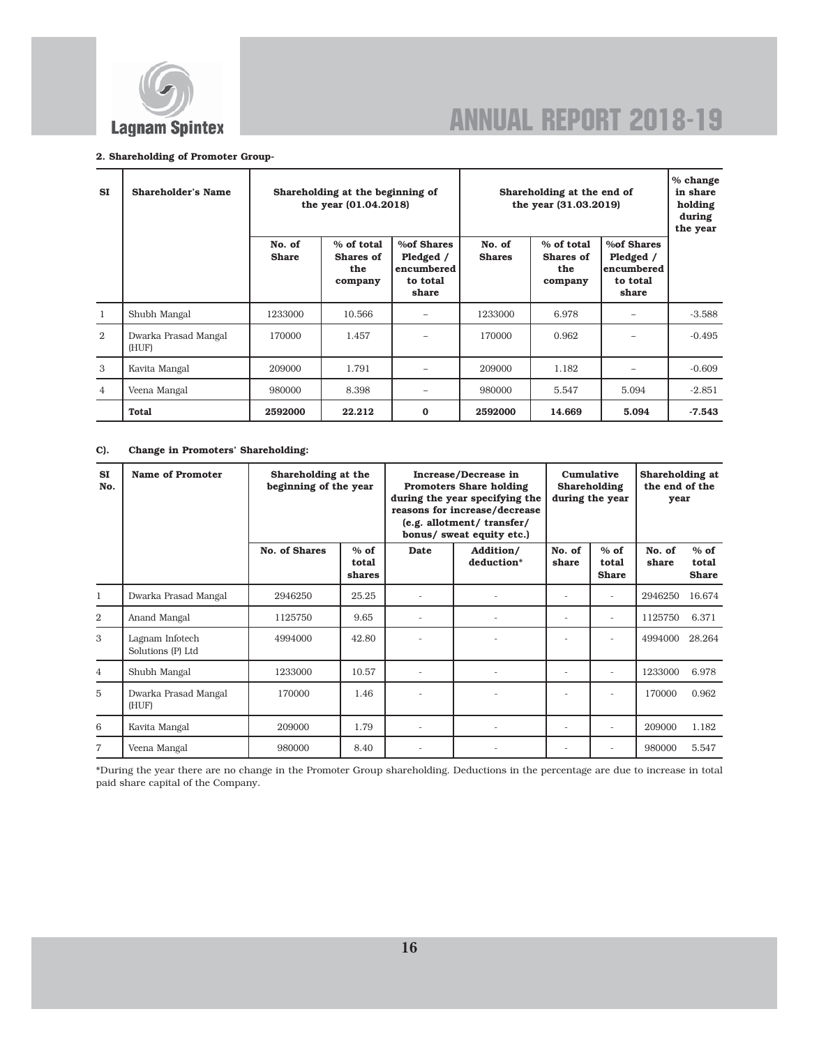**2. Shareholding of Promoter Group-**

| SI | Shareholder's Name | Shareholding at the beginning of the year (01.04.2018) | | | Shareholding at the end of the year (31.03.2019) | | | % change in share holding during the year |
|---|---|---|---|---|---|---|---|---|
| | | No. of Share | % of total Shares of the company | %of Shares Pledged / encumbered to total share | No. of Shares | % of total Shares of the company | %of Shares Pledged / encumbered to total share | |
| 1 | Shubh Mangal | 1233000 | 10.566 | – | 1233000 | 6.978 | – | -3.588 |
| 2 | Dwarka Prasad Mangal (HUF) | 170000 | 1.457 | – | 170000 | 0.962 | – | -0.495 |
| 3 | Kavita Mangal | 209000 | 1.791 | – | 209000 | 1.182 | – | -0.609 |
| 4 | Veena Mangal | 980000 | 8.398 | – | 980000 | 5.547 | 5.094 | -2.851 |
| | **Total** | **2592000** | **22.212** | **0** | **2592000** | **14.669** | **5.094** | **-7.543** |

**C). Change in Promoters' Shareholding:**

| SI No. | Name of Promoter | Shareholding at the beginning of the year | | Increase/Decrease in Promoters Share holding during the year specifying the reasons for increase/decrease (e.g. allotment/ transfer/ bonus/ sweat equity etc.) | | Cumulative Shareholding during the year | | Shareholding at the end of the year | |
|---|---|---|---|---|---|---|---|---|---|
| | | No. of Shares | % of total shares | Date | Addition/ deduction* | No. of share | % of total Share | No. of share | % of total Share |
| 1 | Dwarka Prasad Mangal | 2946250 | 25.25 | - | - | - | - | 2946250 | 16.674 |
| 2 | Anand Mangal | 1125750 | 9.65 | - | - | - | - | 1125750 | 6.371 |
| 3 | Lagnam Infotech Solutions (P) Ltd | 4994000 | 42.80 | - | - | - | - | 4994000 | 28.264 |
| 4 | Shubh Mangal | 1233000 | 10.57 | - | - | - | - | 1233000 | 6.978 |
| 5 | Dwarka Prasad Mangal (HUF) | 170000 | 1.46 | - | - | - | - | 170000 | 0.962 |
| 6 | Kavita Mangal | 209000 | 1.79 | - | - | - | - | 209000 | 1.182 |
| 7 | Veena Mangal | 980000 | 8.40 | - | - | - | - | 980000 | 5.547 |

*During the year there are no change in the Promoter Group shareholding. Deductions in the percentage are due to increase in total paid share capital of the Company.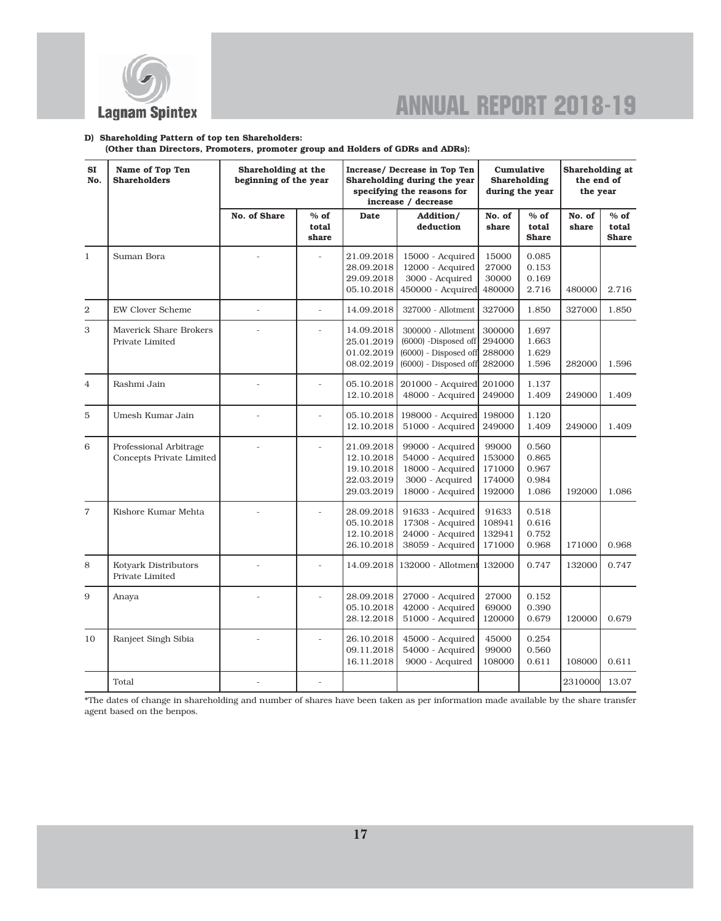**D) Shareholding Pattern of top ten Shareholders:**

**(Other than Directors, Promoters, promoter group and Holders of GDRs and ADRs):**

| SI No. | Name of Top Ten Shareholders | Shareholding at the beginning of the year | | Increase/ Decrease in Top Ten Shareholding during the year specifying the reasons for increase / decrease | | Cumulative Shareholding during the year | | Shareholding at the end of the year | |
|---|---|---|---|---|---|---|---|---|---|
| | | No. of Share | % of total share | Date | Addition/ deduction | No. of share | % of total Share | No. of share | % of total Share |
| 1 | Suman Bora | - | - | 21.09.2018<br>28.09.2018<br>29.09.2018<br>05.10.2018 | 15000 - Acquired<br>12000 - Acquired<br>3000 - Acquired<br>450000 - Acquired | 15000<br>27000<br>30000<br>480000 | 0.085<br>0.153<br>0.169<br>2.716 | 480000 | 2.716 |
| 2 | EW Clover Scheme | - | - | 14.09.2018 | 327000 - Allotment | 327000 | 1.850 | 327000 | 1.850 |
| 3 | Maverick Share Brokers Private Limited | - | - | 14.09.2018<br>25.01.2019<br>01.02.2019<br>08.02.2019 | 300000 - Allotment<br>(6000) -Disposed off<br>(6000) - Disposed off<br>(6000) - Disposed off | 300000<br>294000<br>288000<br>282000 | 1.697<br>1.663<br>1.629<br>1.596 | 282000 | 1.596 |
| 4 | Rashmi Jain | - | - | 05.10.2018<br>12.10.2018 | 201000 - Acquired<br>48000 - Acquired | 201000<br>249000 | 1.137<br>1.409 | 249000 | 1.409 |
| 5 | Umesh Kumar Jain | - | - | 05.10.2018<br>12.10.2018 | 198000 - Acquired<br>51000 - Acquired | 198000<br>249000 | 1.120<br>1.409 | 249000 | 1.409 |
| 6 | Professional Arbitrage Concepts Private Limited | - | - | 21.09.2018<br>12.10.2018<br>19.10.2018<br>22.03.2019<br>29.03.2019 | 99000 - Acquired<br>54000 - Acquired<br>18000 - Acquired<br>3000 - Acquired<br>18000 - Acquired | 99000<br>153000<br>171000<br>174000<br>192000 | 0.560<br>0.865<br>0.967<br>0.984<br>1.086 | 192000 | 1.086 |
| 7 | Kishore Kumar Mehta | - | - | 28.09.2018<br>05.10.2018<br>12.10.2018<br>26.10.2018 | 91633 - Acquired<br>17308 - Acquired<br>24000 - Acquired<br>38059 - Acquired | 91633<br>108941<br>132941<br>171000 | 0.518<br>0.616<br>0.752<br>0.968 | 171000 | 0.968 |
| 8 | Kotyark Distributors Private Limited | - | - | 14.09.2018 | 132000 - Allotment | 132000 | 0.747 | 132000 | 0.747 |
| 9 | Anaya | - | - | 28.09.2018<br>05.10.2018<br>28.12.2018 | 27000 - Acquired<br>42000 - Acquired<br>51000 - Acquired | 27000<br>69000<br>120000 | 0.152<br>0.390<br>0.679 | 120000 | 0.679 |
| 10 | Ranjeet Singh Sibia | - | - | 26.10.2018<br>09.11.2018<br>16.11.2018 | 45000 - Acquired<br>54000 - Acquired<br>9000 - Acquired | 45000<br>99000<br>108000 | 0.254<br>0.560<br>0.611 | 108000 | 0.611 |
| | Total | - | - | | | | | 2310000 | 13.07 |

*The dates of change in shareholding and number of shares have been taken as per information made available by the share transfer agent based on the benpos.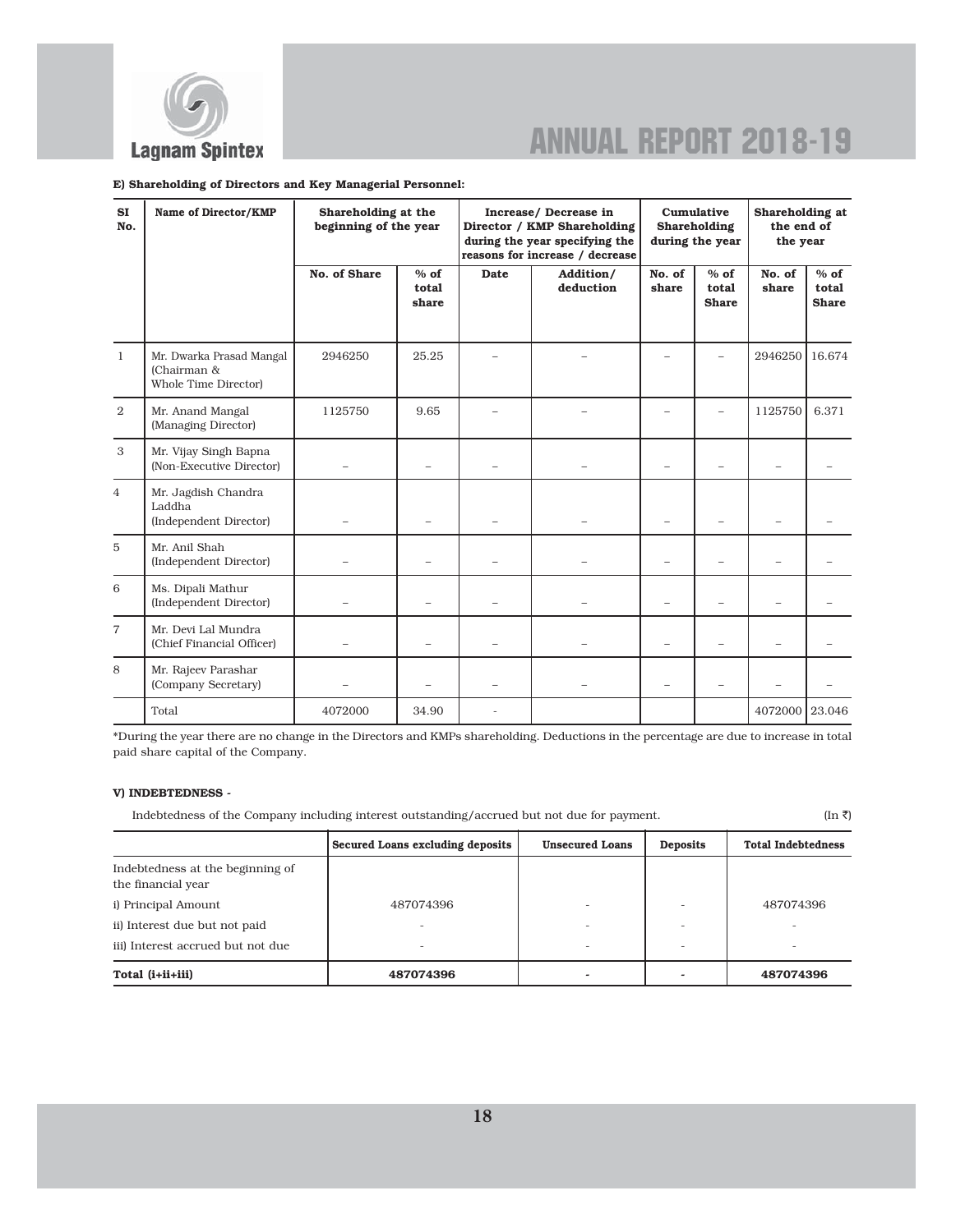**E) Shareholding of Directors and Key Managerial Personnel:**

| SI No. | Name of Director/KMP | Shareholding at the beginning of the year | | Increase/ Decrease in Director / KMP Shareholding during the year specifying the reasons for increase / decrease | | Cumulative Shareholding during the year | | Shareholding at the end of the year | |
|---|---|---|---|---|---|---|---|---|---|
| | | No. of Share | % of total share | Date | Addition/ deduction | No. of share | % of total Share | No. of share | % of total Share |
| 1 | Mr. Dwarka Prasad Mangal (Chairman & Whole Time Director) | 2946250 | 25.25 | – | – | – | – | 2946250 | 16.674 |
| 2 | Mr. Anand Mangal (Managing Director) | 1125750 | 9.65 | – | – | – | – | 1125750 | 6.371 |
| 3 | Mr. Vijay Singh Bapna (Non-Executive Director) | – | – | – | – | – | – | – | – |
| 4 | Mr. Jagdish Chandra Laddha (Independent Director) | – | – | – | – | – | – | – | – |
| 5 | Mr. Anil Shah (Independent Director) | – | – | – | – | – | – | – | – |
| 6 | Ms. Dipali Mathur (Independent Director) | – | – | – | – | – | – | – | – |
| 7 | Mr. Devi Lal Mundra (Chief Financial Officer) | – | – | – | – | – | – | – | – |
| 8 | Mr. Rajeev Parashar (Company Secretary) | – | – | – | – | – | – | – | – |
| | Total | 4072000 | 34.90 | - | | | | 4072000 | 23.046 |

*During the year there are no change in the Directors and KMPs shareholding. Deductions in the percentage are due to increase in total paid share capital of the Company.

**V) INDEBTEDNESS -**

Indebtedness of the Company including interest outstanding/accrued but not due for payment. (In ₹)

| | Secured Loans excluding deposits | Unsecured Loans | Deposits | Total Indebtedness |
|---|---|---|---|---|
| Indebtedness at the beginning of the financial year | | | | |
| i) Principal Amount | 487074396 | - | - | 487074396 |
| ii) Interest due but not paid | - | - | - | - |
| iii) Interest accrued but not due | - | - | - | - |
| **Total (i+ii+iii)** | **487074396** | **-** | **-** | **487074396** |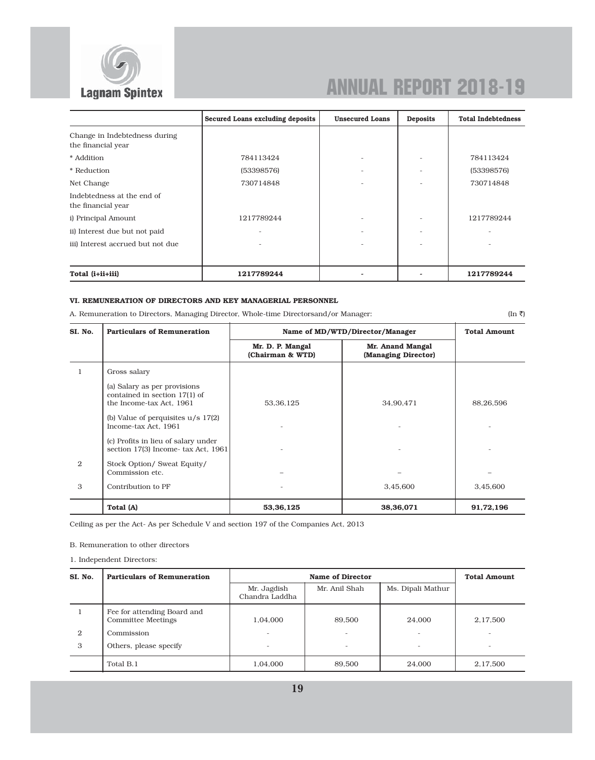| | Secured Loans excluding deposits | Unsecured Loans | Deposits | Total Indebtedness |
|---|---|---|---|---|
| Change in Indebtedness during the financial year | | | | |
| * Addition | 784113424 | - | - | 784113424 |
| * Reduction | (53398576) | - | - | (53398576) |
| Net Change | 730714848 | - | - | 730714848 |
| Indebtedness at the end of the financial year | | | | |
| i) Principal Amount | 1217789244 | - | - | 1217789244 |
| ii) Interest due but not paid | - | - | - | - |
| iii) Interest accrued but not due | - | - | - | - |
| **Total (i+ii+iii)** | **1217789244** | **-** | **-** | **1217789244** |

### VI. REMUNERATION OF DIRECTORS AND KEY MANAGERIAL PERSONNEL

A. Remuneration to Directors, Managing Director, Whole-time Directorsand/or Manager: (In ₹)

| SI. No. | Particulars of Remuneration | Name of MD/WTD/Director/Manager | | Total Amount |
|---|---|---|---|---|
| | | Mr. D. P. Mangal (Chairman & WTD) | Mr. Anand Mangal (Managing Director) | |
| 1 | Gross salary | | | |
| | (a) Salary as per provisions contained in section 17(1) of the Income-tax Act, 1961 | 53,36,125 | 34,90,471 | 88,26,596 |
| | (b) Value of perquisites u/s 17(2) Income-tax Act, 1961 | - | - | - |
| | (c) Profits in lieu of salary under section 17(3) Income- tax Act, 1961 | - | - | - |
| 2 | Stock Option/ Sweat Equity/ Commission etc. | – | – | – |
| 3 | Contribution to PF | - | 3,45,600 | 3,45,600 |
| | **Total (A)** | **53,36,125** | **38,36,071** | **91,72,196** |

Ceiling as per the Act- As per Schedule V and section 197 of the Companies Act, 2013

B. Remuneration to other directors

1. Independent Directors:

| SI. No. | Particulars of Remuneration | Name of Director | | | Total Amount |
|---|---|---|---|---|---|
| | | Mr. Jagdish Chandra Laddha | Mr. Anil Shah | Ms. Dipali Mathur | |
| 1 | Fee for attending Board and Committee Meetings | 1,04,000 | 89,500 | 24,000 | 2,17,500 |
| 2 | Commission | - | - | - | - |
| 3 | Others, please specify | - | - | - | - |
| | Total B.1 | 1,04,000 | 89,500 | 24,000 | 2,17,500 |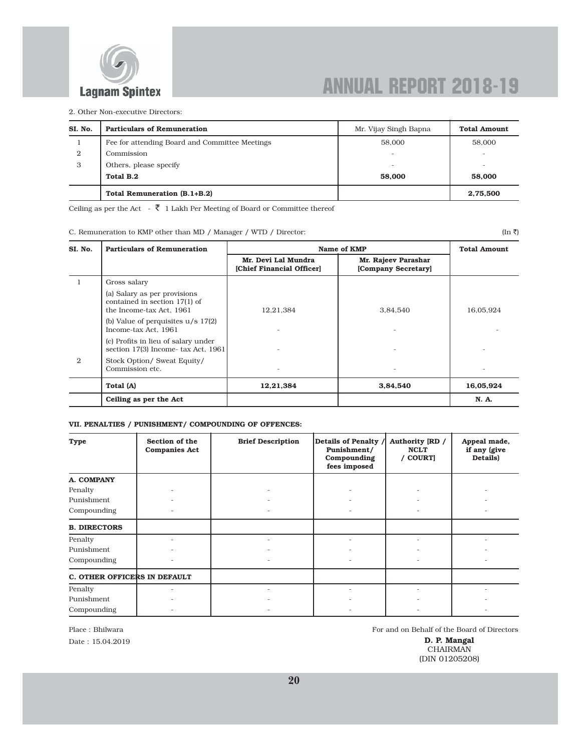2. Other Non-executive Directors:

| SI. No. | Particulars of Remuneration | Mr. Vijay Singh Bapna | Total Amount |
|---|---|---|---|
| 1 | Fee for attending Board and Committee Meetings | 58,000 | 58,000 |
| 2 | Commission | - | - |
| 3 | Others, please specify | - | - |
| | **Total B.2** | **58,000** | **58,000** |
| | **Total Remuneration (B.1+B.2)** | | **2,75,500** |

Ceiling as per the Act - ₹ 1 Lakh Per Meeting of Board or Committee thereof

C. Remuneration to KMP other than MD / Manager / WTD / Director: (In ₹)

| SI. No. | Particulars of Remuneration | Name of KMP | | Total Amount |
|---|---|---|---|---|
| | | Mr. Devi Lal Mundra [Chief Financial Officer] | Mr. Rajeev Parashar [Company Secretary] | |
| 1 | Gross salary | | | |
| | (a) Salary as per provisions contained in section 17(1) of the Income-tax Act, 1961 | 12,21,384 | 3,84,540 | 16,05,924 |
| | (b) Value of perquisites u/s 17(2) Income-tax Act, 1961 | - | - | - |
| | (c) Profits in lieu of salary under section 17(3) Income- tax Act, 1961 | - | - | - |
| 2 | Stock Option/ Sweat Equity/ Commission etc. | - | - | - |
| | **Total (A)** | **12,21,384** | **3,84,540** | **16,05,924** |
| | **Ceiling as per the Act** | | | **N. A.** |

**VII. PENALTIES / PUNISHMENT/ COMPOUNDING OF OFFENCES:**

| Type | Section of the Companies Act | Brief Description | Details of Penalty / Punishment/ Compounding fees imposed | Authority [RD / NCLT / COURT] | Appeal made, if any (give Details) |
|---|---|---|---|---|---|
| **A. COMPANY** | | | | | |
| Penalty | - | - | - | - | - |
| Punishment | - | - | - | - | - |
| Compounding | - | - | - | - | - |
| **B. DIRECTORS** | | | | | |
| Penalty | - | - | - | - | - |
| Punishment | - | - | - | - | - |
| Compounding | - | - | - | - | - |
| **C. OTHER OFFICERS IN DEFAULT** | | | | | |
| Penalty | - | - | - | - | - |
| Punishment | - | - | - | - | - |
| Compounding | - | - | - | - | - |

Place : Bhilwara

Date : 15.04.2019

For and on Behalf of the Board of Directors

**D. P. Mangal**
CHAIRMAN
(DIN 01205208)